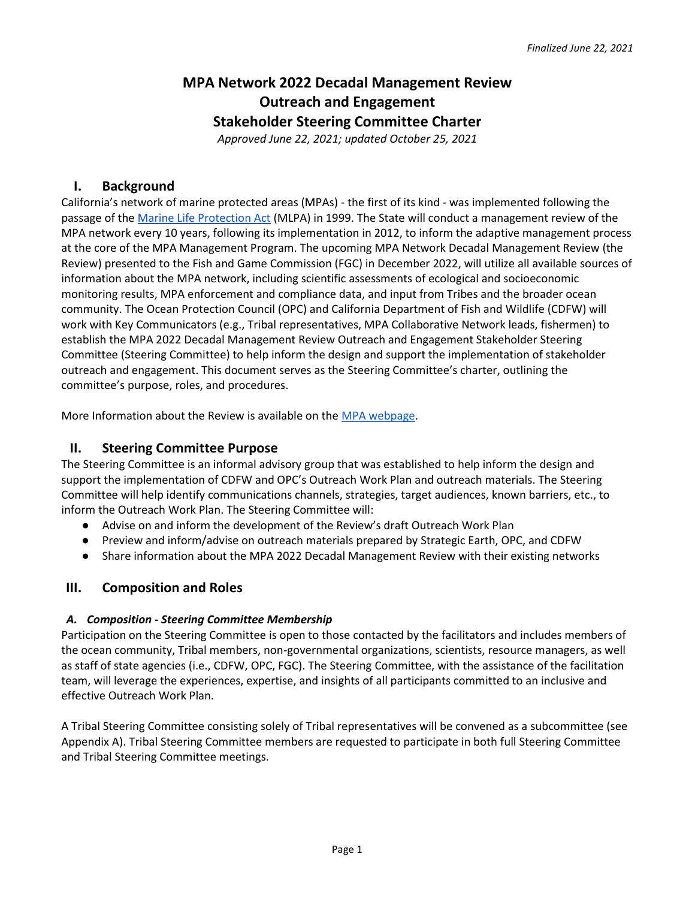*Finalized June 22, 2021*

# MPA Network 2022 Decadal Management Review Outreach and Engagement Stakeholder Steering Committee Charter

*Approved June 22, 2021; updated October 25, 2021*

## I. Background

California's network of marine protected areas (MPAs) - the first of its kind - was implemented following the passage of the [Marine Life Protection Act](#) (MLPA) in 1999. The State will conduct a management review of the MPA network every 10 years, following its implementation in 2012, to inform the adaptive management process at the core of the MPA Management Program. The upcoming MPA Network Decadal Management Review (the Review) presented to the Fish and Game Commission (FGC) in December 2022, will utilize all available sources of information about the MPA network, including scientific assessments of ecological and socioeconomic monitoring results, MPA enforcement and compliance data, and input from Tribes and the broader ocean community. The Ocean Protection Council (OPC) and California Department of Fish and Wildlife (CDFW) will work with Key Communicators (e.g., Tribal representatives, MPA Collaborative Network leads, fishermen) to establish the MPA 2022 Decadal Management Review Outreach and Engagement Stakeholder Steering Committee (Steering Committee) to help inform the design and support the implementation of stakeholder outreach and engagement. This document serves as the Steering Committee's charter, outlining the committee's purpose, roles, and procedures.

More Information about the Review is available on the [MPA webpage](#).

## II. Steering Committee Purpose

The Steering Committee is an informal advisory group that was established to help inform the design and support the implementation of CDFW and OPC's Outreach Work Plan and outreach materials. The Steering Committee will help identify communications channels, strategies, target audiences, known barriers, etc., to inform the Outreach Work Plan. The Steering Committee will:

- Advise on and inform the development of the Review's draft Outreach Work Plan
- Preview and inform/advise on outreach materials prepared by Strategic Earth, OPC, and CDFW
- Share information about the MPA 2022 Decadal Management Review with their existing networks

## III. Composition and Roles

### *A. Composition - Steering Committee Membership*

Participation on the Steering Committee is open to those contacted by the facilitators and includes members of the ocean community, Tribal members, non-governmental organizations, scientists, resource managers, as well as staff of state agencies (i.e., CDFW, OPC, FGC). The Steering Committee, with the assistance of the facilitation team, will leverage the experiences, expertise, and insights of all participants committed to an inclusive and effective Outreach Work Plan.

A Tribal Steering Committee consisting solely of Tribal representatives will be convened as a subcommittee (see Appendix A). Tribal Steering Committee members are requested to participate in both full Steering Committee and Tribal Steering Committee meetings.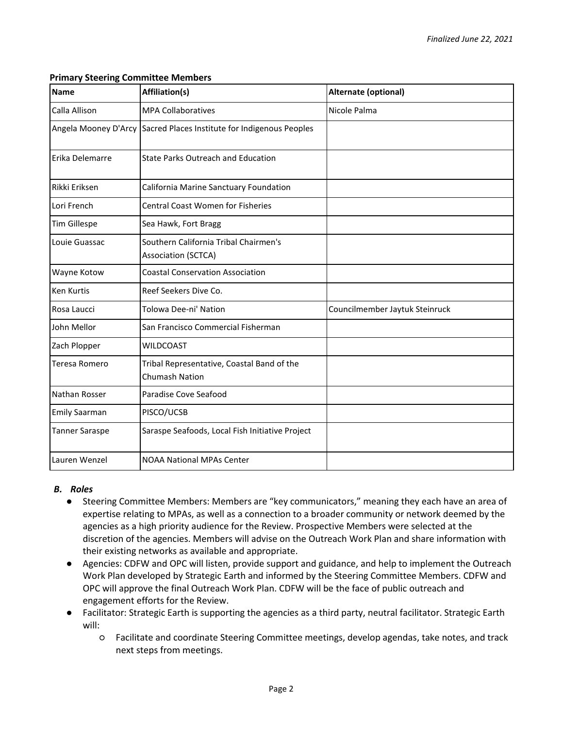*Finalized June 22, 2021*

**Primary Steering Committee Members**

| Name | Affiliation(s) | Alternate (optional) |
|---|---|---|
| Calla Allison | MPA Collaboratives | Nicole Palma |
| Angela Mooney D'Arcy | Sacred Places Institute for Indigenous Peoples | |
| Erika Delemarre | State Parks Outreach and Education | |
| Rikki Eriksen | California Marine Sanctuary Foundation | |
| Lori French | Central Coast Women for Fisheries | |
| Tim Gillespe | Sea Hawk, Fort Bragg | |
| Louie Guassac | Southern California Tribal Chairmen's Association (SCTCA) | |
| Wayne Kotow | Coastal Conservation Association | |
| Ken Kurtis | Reef Seekers Dive Co. | |
| Rosa Laucci | Tolowa Dee-ni' Nation | Councilmember Jaytuk Steinruck |
| John Mellor | San Francisco Commercial Fisherman | |
| Zach Plopper | WILDCOAST | |
| Teresa Romero | Tribal Representative, Coastal Band of the Chumash Nation | |
| Nathan Rosser | Paradise Cove Seafood | |
| Emily Saarman | PISCO/UCSB | |
| Tanner Saraspe | Saraspe Seafoods, Local Fish Initiative Project | |
| Lauren Wenzel | NOAA National MPAs Center | |

### *B. Roles*

- Steering Committee Members: Members are "key communicators," meaning they each have an area of expertise relating to MPAs, as well as a connection to a broader community or network deemed by the agencies as a high priority audience for the Review. Prospective Members were selected at the discretion of the agencies. Members will advise on the Outreach Work Plan and share information with their existing networks as available and appropriate.
- Agencies: CDFW and OPC will listen, provide support and guidance, and help to implement the Outreach Work Plan developed by Strategic Earth and informed by the Steering Committee Members. CDFW and OPC will approve the final Outreach Work Plan. CDFW will be the face of public outreach and engagement efforts for the Review.
- Facilitator: Strategic Earth is supporting the agencies as a third party, neutral facilitator. Strategic Earth will:
  - Facilitate and coordinate Steering Committee meetings, develop agendas, take notes, and track next steps from meetings.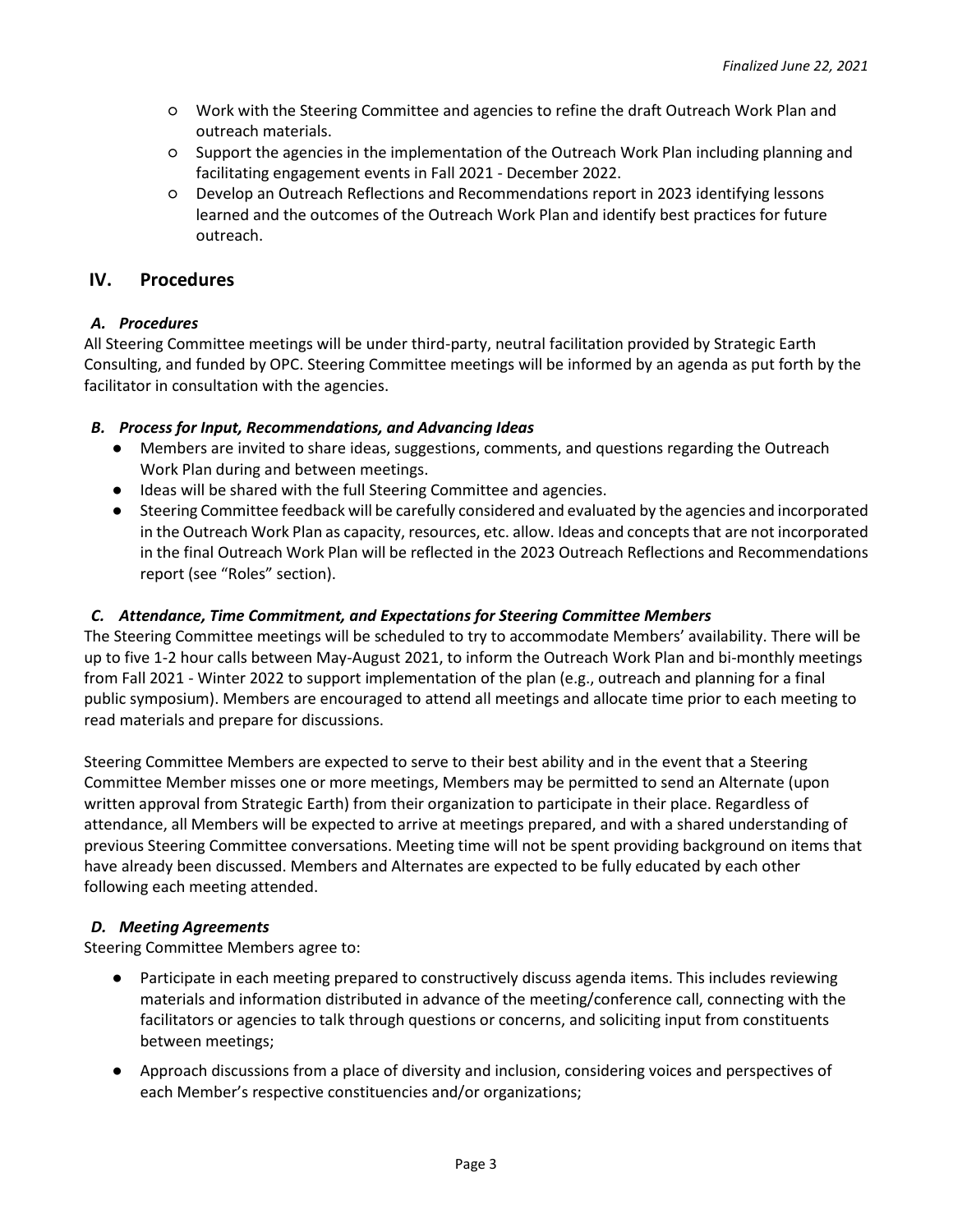- Work with the Steering Committee and agencies to refine the draft Outreach Work Plan and outreach materials.
    - Support the agencies in the implementation of the Outreach Work Plan including planning and facilitating engagement events in Fall 2021 - December 2022.
    - Develop an Outreach Reflections and Recommendations report in 2023 identifying lessons learned and the outcomes of the Outreach Work Plan and identify best practices for future outreach.

## IV. Procedures

### *A. Procedures*

All Steering Committee meetings will be under third-party, neutral facilitation provided by Strategic Earth Consulting, and funded by OPC. Steering Committee meetings will be informed by an agenda as put forth by the facilitator in consultation with the agencies.

### *B. Process for Input, Recommendations, and Advancing Ideas*

- Members are invited to share ideas, suggestions, comments, and questions regarding the Outreach Work Plan during and between meetings.
- Ideas will be shared with the full Steering Committee and agencies.
- Steering Committee feedback will be carefully considered and evaluated by the agencies and incorporated in the Outreach Work Plan as capacity, resources, etc. allow. Ideas and concepts that are not incorporated in the final Outreach Work Plan will be reflected in the 2023 Outreach Reflections and Recommendations report (see "Roles" section).

### *C. Attendance, Time Commitment, and Expectations for Steering Committee Members*

The Steering Committee meetings will be scheduled to try to accommodate Members' availability. There will be up to five 1-2 hour calls between May-August 2021, to inform the Outreach Work Plan and bi-monthly meetings from Fall 2021 - Winter 2022 to support implementation of the plan (e.g., outreach and planning for a final public symposium). Members are encouraged to attend all meetings and allocate time prior to each meeting to read materials and prepare for discussions.

Steering Committee Members are expected to serve to their best ability and in the event that a Steering Committee Member misses one or more meetings, Members may be permitted to send an Alternate (upon written approval from Strategic Earth) from their organization to participate in their place. Regardless of attendance, all Members will be expected to arrive at meetings prepared, and with a shared understanding of previous Steering Committee conversations. Meeting time will not be spent providing background on items that have already been discussed. Members and Alternates are expected to be fully educated by each other following each meeting attended.

### *D. Meeting Agreements*

Steering Committee Members agree to:

- Participate in each meeting prepared to constructively discuss agenda items. This includes reviewing materials and information distributed in advance of the meeting/conference call, connecting with the facilitators or agencies to talk through questions or concerns, and soliciting input from constituents between meetings;
- Approach discussions from a place of diversity and inclusion, considering voices and perspectives of each Member's respective constituencies and/or organizations;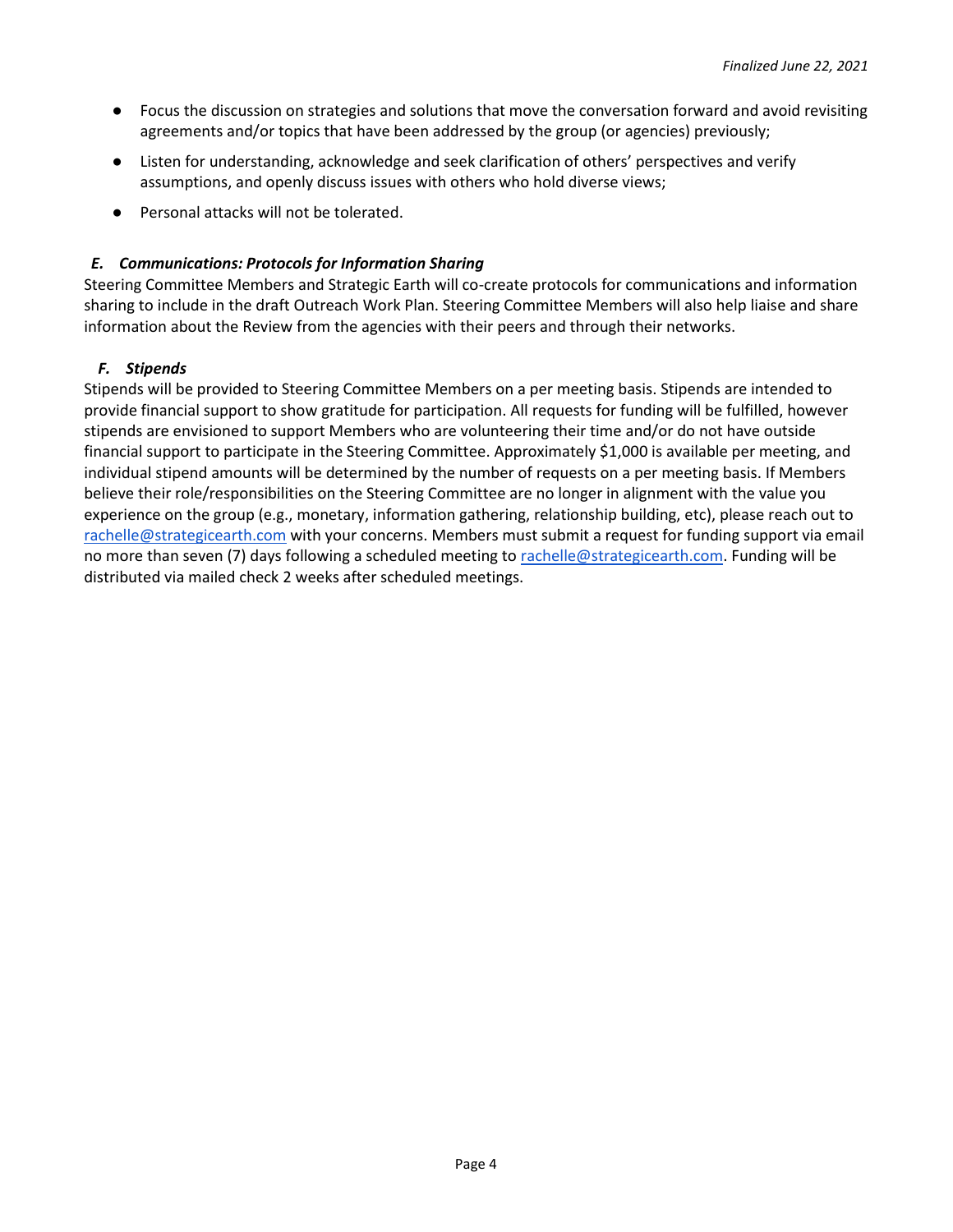- Focus the discussion on strategies and solutions that move the conversation forward and avoid revisiting agreements and/or topics that have been addressed by the group (or agencies) previously;
- Listen for understanding, acknowledge and seek clarification of others' perspectives and verify assumptions, and openly discuss issues with others who hold diverse views;
- Personal attacks will not be tolerated.

### *E. Communications: Protocols for Information Sharing*

Steering Committee Members and Strategic Earth will co-create protocols for communications and information sharing to include in the draft Outreach Work Plan. Steering Committee Members will also help liaise and share information about the Review from the agencies with their peers and through their networks.

### *F. Stipends*

Stipends will be provided to Steering Committee Members on a per meeting basis. Stipends are intended to provide financial support to show gratitude for participation. All requests for funding will be fulfilled, however stipends are envisioned to support Members who are volunteering their time and/or do not have outside financial support to participate in the Steering Committee. Approximately $1,000 is available per meeting, and individual stipend amounts will be determined by the number of requests on a per meeting basis. If Members believe their role/responsibilities on the Steering Committee are no longer in alignment with the value you experience on the group (e.g., monetary, information gathering, relationship building, etc), please reach out to rachelle@strategicearth.com with your concerns. Members must submit a request for funding support via email no more than seven (7) days following a scheduled meeting to rachelle@strategicearth.com. Funding will be distributed via mailed check 2 weeks after scheduled meetings.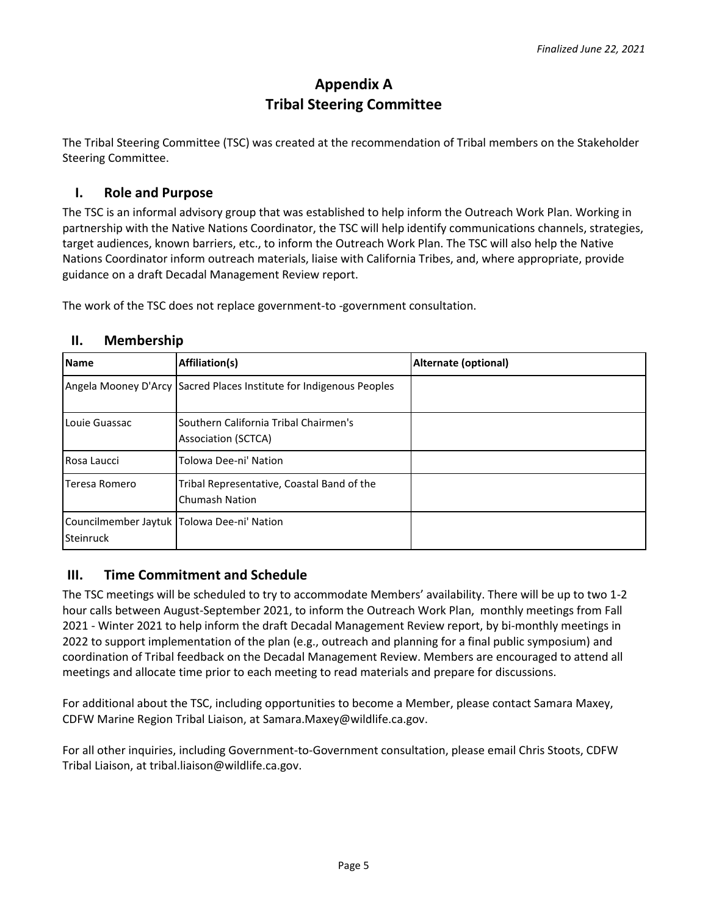*Finalized June 22, 2021*

# Appendix A
# Tribal Steering Committee

The Tribal Steering Committee (TSC) was created at the recommendation of Tribal members on the Stakeholder Steering Committee.

## I. Role and Purpose

The TSC is an informal advisory group that was established to help inform the Outreach Work Plan. Working in partnership with the Native Nations Coordinator, the TSC will help identify communications channels, strategies, target audiences, known barriers, etc., to inform the Outreach Work Plan. The TSC will also help the Native Nations Coordinator inform outreach materials, liaise with California Tribes, and, where appropriate, provide guidance on a draft Decadal Management Review report.

The work of the TSC does not replace government-to -government consultation.

## II. Membership

| Name | Affiliation(s) | Alternate (optional) |
|---|---|---|
| Angela Mooney D'Arcy | Sacred Places Institute for Indigenous Peoples | |
| Louie Guassac | Southern California Tribal Chairmen's Association (SCTCA) | |
| Rosa Laucci | Tolowa Dee-ni' Nation | |
| Teresa Romero | Tribal Representative, Coastal Band of the Chumash Nation | |
| Councilmember Jaytuk Steinruck | Tolowa Dee-ni' Nation | |

## III. Time Commitment and Schedule

The TSC meetings will be scheduled to try to accommodate Members' availability. There will be up to two 1-2 hour calls between August-September 2021, to inform the Outreach Work Plan, monthly meetings from Fall 2021 - Winter 2021 to help inform the draft Decadal Management Review report, by bi-monthly meetings in 2022 to support implementation of the plan (e.g., outreach and planning for a final public symposium) and coordination of Tribal feedback on the Decadal Management Review. Members are encouraged to attend all meetings and allocate time prior to each meeting to read materials and prepare for discussions.

For additional about the TSC, including opportunities to become a Member, please contact Samara Maxey, CDFW Marine Region Tribal Liaison, at Samara.Maxey@wildlife.ca.gov.

For all other inquiries, including Government-to-Government consultation, please email Chris Stoots, CDFW Tribal Liaison, at tribal.liaison@wildlife.ca.gov.